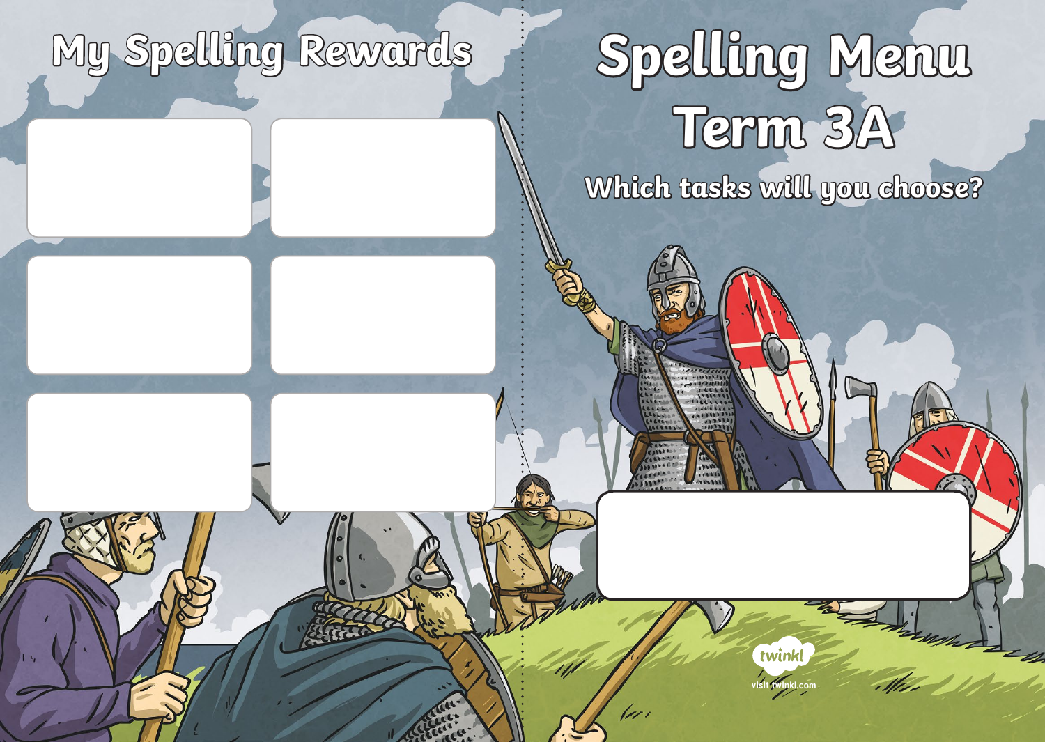# My Spelling Rewards

# Spelling Menu Term 3A

## Which tasks will you choose?

visit twinkl.com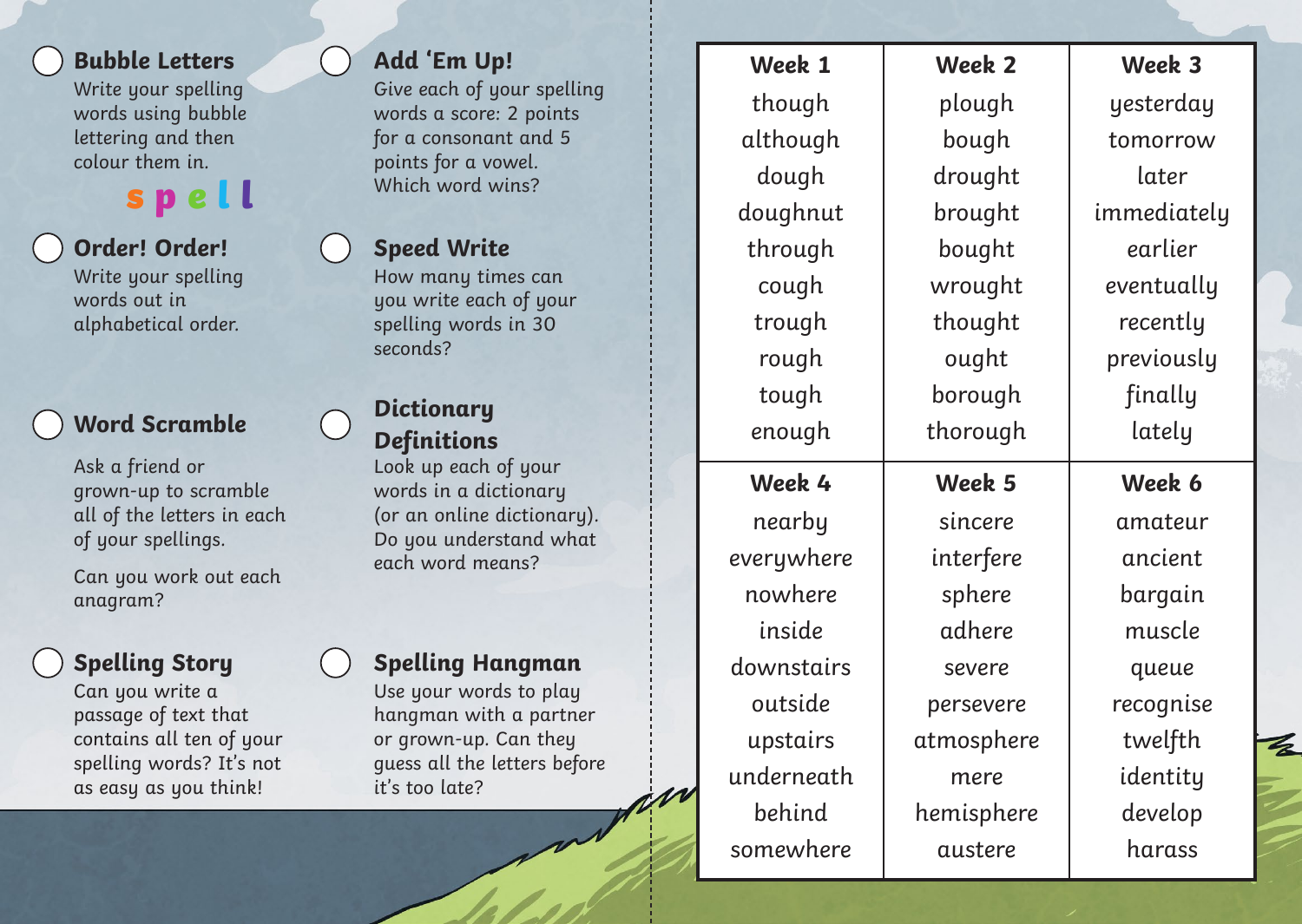## Bubble Letters

Write your spelling words using bubble lettering and then colour them in.

spell

## Order! Order!

Write your spelling words out in alphabetical order.

## Word Scramble

Ask a friend or grown-up to scramble all of the letters in each of your spellings.

Can you work out each anagram?

## Spelling Story

Can you write a passage of text that contains all ten of your spelling words? It's not as easy as you think!

## Add 'Em Up!

Give each of your spelling words a score: 2 points for a consonant and 5 points for a vowel. Which word wins?

## Speed Write

How many times can you write each of your spelling words in 30 seconds?

## Dictionary Definitions

Look up each of your words in a dictionary (or an online dictionary). Do you understand what each word means?

## Spelling Hangman

Use your words to play hangman with a partner or grown-up. Can they guess all the letters before it's too late?

| Week 1 | Week 2 | Week 3 |
|---|---|---|
| though | plough | yesterday |
| although | bough | tomorrow |
| dough | drought | later |
| doughnut | brought | immediately |
| through | bought | earlier |
| cough | wrought | eventually |
| trough | thought | recently |
| rough | ought | previously |
| tough | borough | finally |
| enough | thorough | lately |
| **Week 4** | **Week 5** | **Week 6** |
| nearby | sincere | amateur |
| everywhere | interfere | ancient |
| nowhere | sphere | bargain |
| inside | adhere | muscle |
| downstairs | severe | queue |
| outside | persevere | recognise |
| upstairs | atmosphere | twelfth |
| underneath | mere | identity |
| behind | hemisphere | develop |
| somewhere | austere | harass |